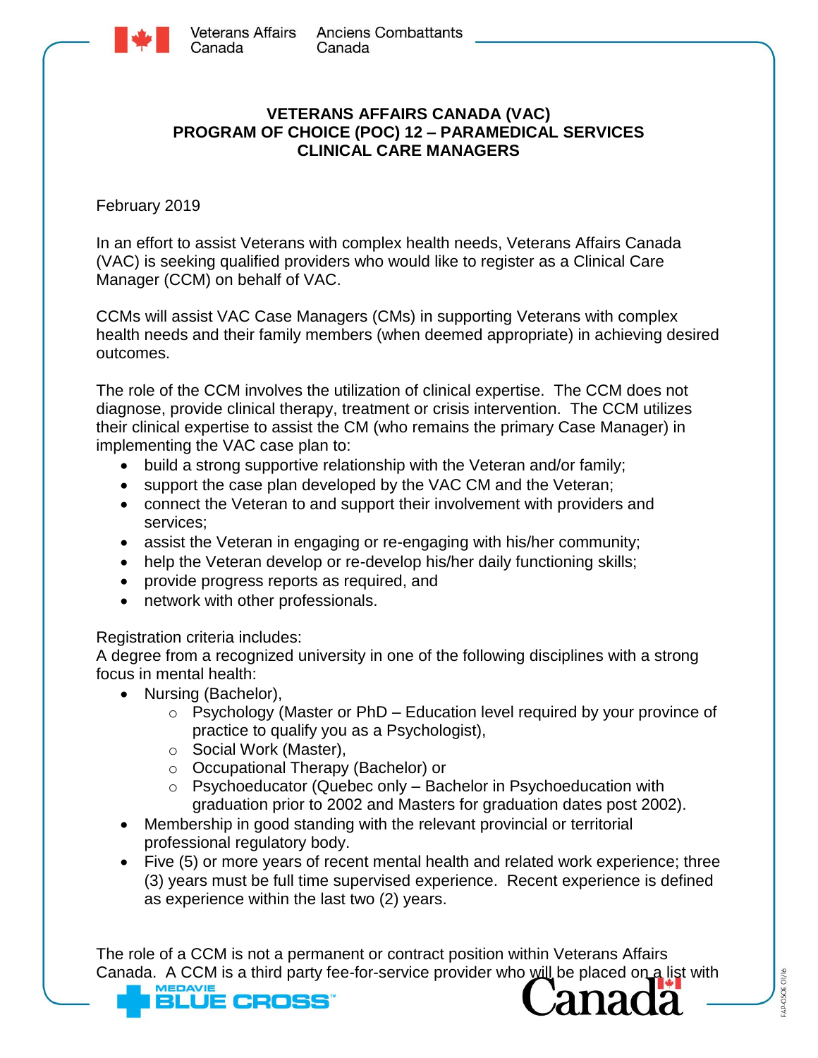# VETERANS AFFAIRS CANADA (VAC)
## PROGRAM OF CHOICE (POC) 12 – PARAMEDICAL SERVICES
## CLINICAL CARE MANAGERS

February 2019

In an effort to assist Veterans with complex health needs, Veterans Affairs Canada (VAC) is seeking qualified providers who would like to register as a Clinical Care Manager (CCM) on behalf of VAC.

CCMs will assist VAC Case Managers (CMs) in supporting Veterans with complex health needs and their family members (when deemed appropriate) in achieving desired outcomes.

The role of the CCM involves the utilization of clinical expertise. The CCM does not diagnose, provide clinical therapy, treatment or crisis intervention. The CCM utilizes their clinical expertise to assist the CM (who remains the primary Case Manager) in implementing the VAC case plan to:

- build a strong supportive relationship with the Veteran and/or family;
- support the case plan developed by the VAC CM and the Veteran;
- connect the Veteran to and support their involvement with providers and services;
- assist the Veteran in engaging or re-engaging with his/her community;
- help the Veteran develop or re-develop his/her daily functioning skills;
- provide progress reports as required, and
- network with other professionals.

Registration criteria includes:
A degree from a recognized university in one of the following disciplines with a strong focus in mental health:

- Nursing (Bachelor),
  - Psychology (Master or PhD – Education level required by your province of practice to qualify you as a Psychologist),
  - Social Work (Master),
  - Occupational Therapy (Bachelor) or
  - Psychoeducator (Quebec only – Bachelor in Psychoeducation with graduation prior to 2002 and Masters for graduation dates post 2002).
- Membership in good standing with the relevant provincial or territorial professional regulatory body.
- Five (5) or more years of recent mental health and related work experience; three (3) years must be full time supervised experience. Recent experience is defined as experience within the last two (2) years.

The role of a CCM is not a permanent or contract position within Veterans Affairs Canada. A CCM is a third party fee-for-service provider who will be placed on a list with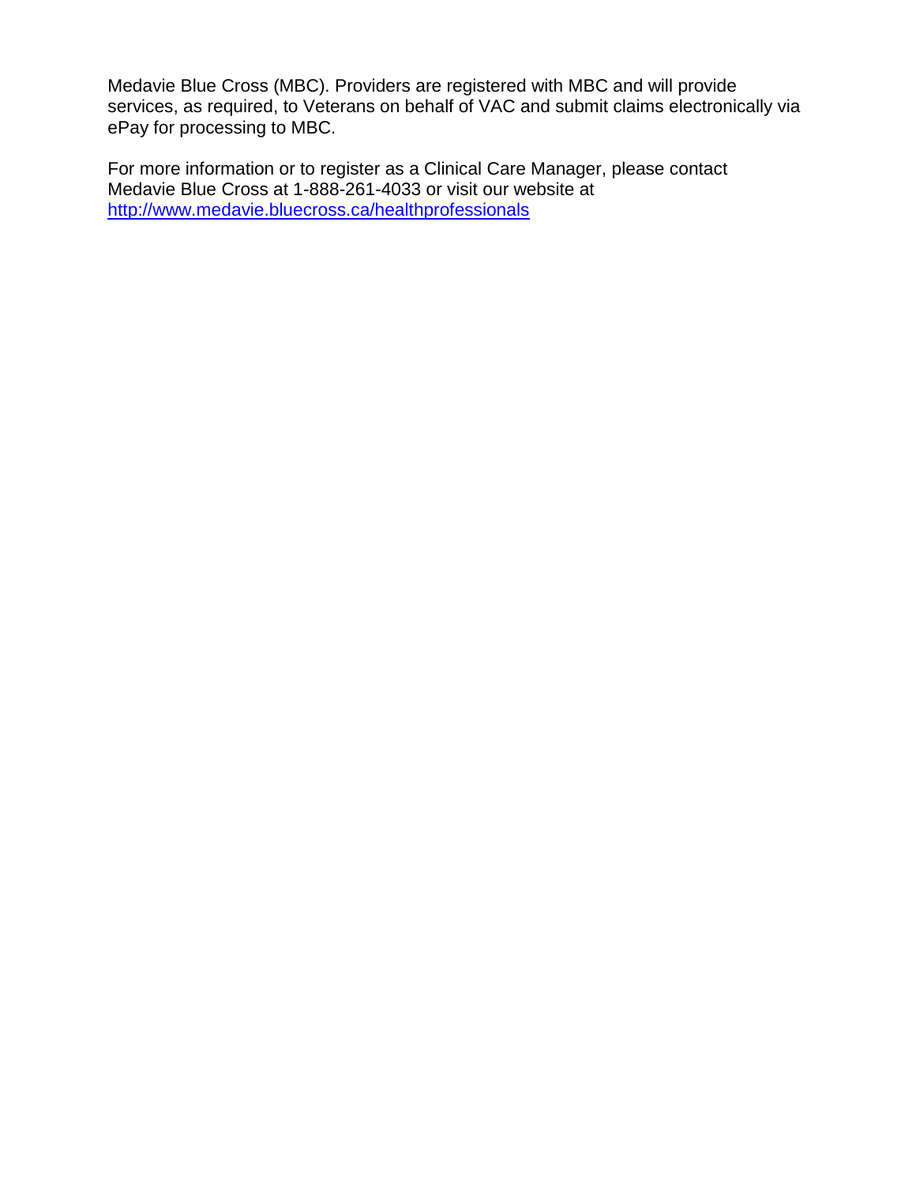Medavie Blue Cross (MBC). Providers are registered with MBC and will provide services, as required, to Veterans on behalf of VAC and submit claims electronically via ePay for processing to MBC.

For more information or to register as a Clinical Care Manager, please contact Medavie Blue Cross at 1-888-261-4033 or visit our website at [http://www.medavie.bluecross.ca/healthprofessionals](http://www.medavie.bluecross.ca/healthprofessionals)